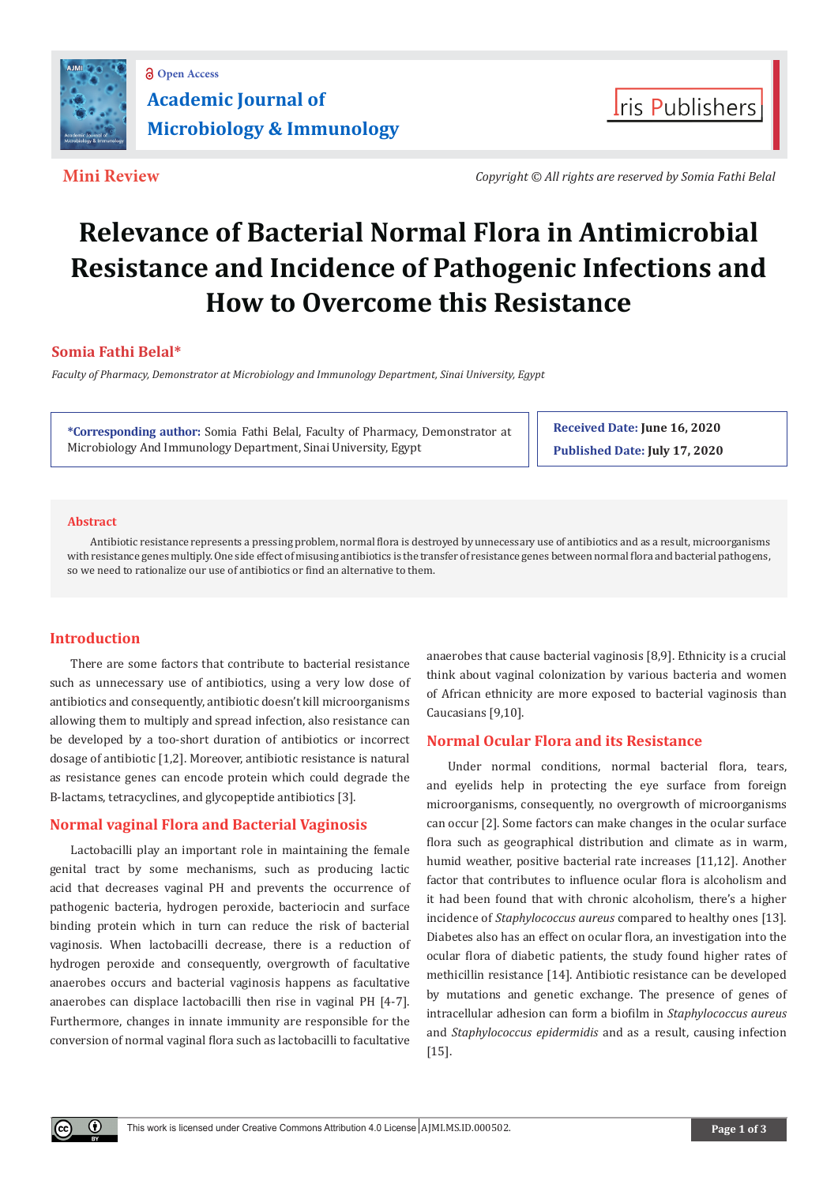**Mini Review**

*Copyright © All rights are reserved by Somia Fathi Belal*

# Relevance of Bacterial Normal Flora in Antimicrobial Resistance and Incidence of Pathogenic Infections and How to Overcome this Resistance

**Somia Fathi Belal***

*Faculty of Pharmacy, Demonstrator at Microbiology and Immunology Department, Sinai University, Egypt*

**\*Corresponding author:** Somia Fathi Belal, Faculty of Pharmacy, Demonstrator at Microbiology And Immunology Department, Sinai University, Egypt

**Received Date:** June 16, 2020

**Published Date:** July 17, 2020

## Abstract

Antibiotic resistance represents a pressing problem, normal flora is destroyed by unnecessary use of antibiotics and as a result, microorganisms with resistance genes multiply. One side effect of misusing antibiotics is the transfer of resistance genes between normal flora and bacterial pathogens, so we need to rationalize our use of antibiotics or find an alternative to them.

## Introduction

There are some factors that contribute to bacterial resistance such as unnecessary use of antibiotics, using a very low dose of antibiotics and consequently, antibiotic doesn't kill microorganisms allowing them to multiply and spread infection, also resistance can be developed by a too-short duration of antibiotics or incorrect dosage of antibiotic [1,2]. Moreover, antibiotic resistance is natural as resistance genes can encode protein which could degrade the B-lactams, tetracyclines, and glycopeptide antibiotics [3].

## Normal vaginal Flora and Bacterial Vaginosis

Lactobacilli play an important role in maintaining the female genital tract by some mechanisms, such as producing lactic acid that decreases vaginal PH and prevents the occurrence of pathogenic bacteria, hydrogen peroxide, bacteriocin and surface binding protein which in turn can reduce the risk of bacterial vaginosis. When lactobacilli decrease, there is a reduction of hydrogen peroxide and consequently, overgrowth of facultative anaerobes occurs and bacterial vaginosis happens as facultative anaerobes can displace lactobacilli then rise in vaginal PH [4-7]. Furthermore, changes in innate immunity are responsible for the conversion of normal vaginal flora such as lactobacilli to facultative anaerobes that cause bacterial vaginosis [8,9]. Ethnicity is a crucial think about vaginal colonization by various bacteria and women of African ethnicity are more exposed to bacterial vaginosis than Caucasians [9,10].

## Normal Ocular Flora and its Resistance

Under normal conditions, normal bacterial flora, tears, and eyelids help in protecting the eye surface from foreign microorganisms, consequently, no overgrowth of microorganisms can occur [2]. Some factors can make changes in the ocular surface flora such as geographical distribution and climate as in warm, humid weather, positive bacterial rate increases [11,12]. Another factor that contributes to influence ocular flora is alcoholism and it had been found that with chronic alcoholism, there's a higher incidence of *Staphylococcus aureus* compared to healthy ones [13]. Diabetes also has an effect on ocular flora, an investigation into the ocular flora of diabetic patients, the study found higher rates of methicillin resistance [14]. Antibiotic resistance can be developed by mutations and genetic exchange. The presence of genes of intracellular adhesion can form a biofilm in *Staphylococcus aureus* and *Staphylococcus epidermidis* and as a result, causing infection [15].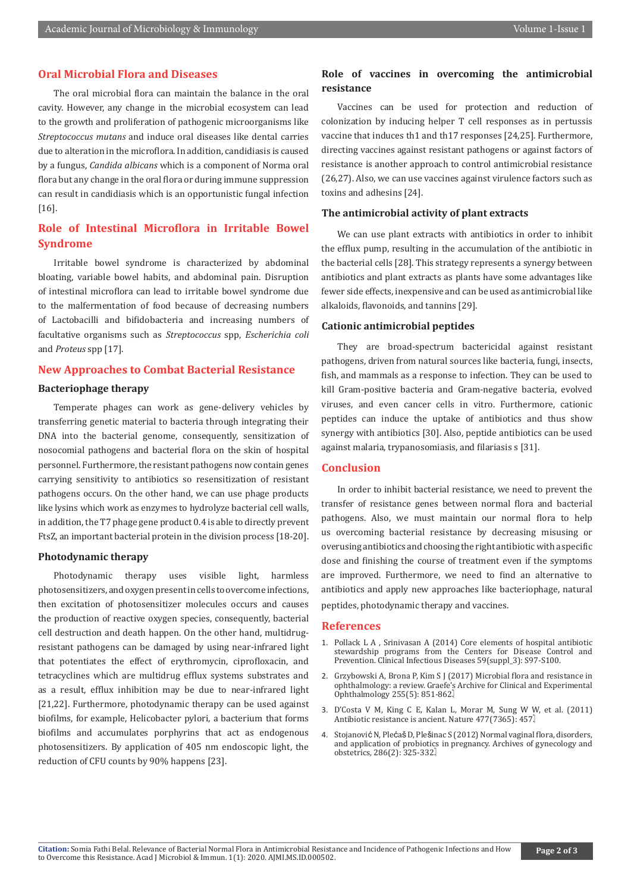## Oral Microbial Flora and Diseases

The oral microbial flora can maintain the balance in the oral cavity. However, any change in the microbial ecosystem can lead to the growth and proliferation of pathogenic microorganisms like *Streptococcus mutans* and induce oral diseases like dental carries due to alteration in the microflora. In addition, candidiasis is caused by a fungus, *Candida albicans* which is a component of Norma oral flora but any change in the oral flora or during immune suppression can result in candidiasis which is an opportunistic fungal infection [16].

## Role of Intestinal Microflora in Irritable Bowel Syndrome

Irritable bowel syndrome is characterized by abdominal bloating, variable bowel habits, and abdominal pain. Disruption of intestinal microflora can lead to irritable bowel syndrome due to the malfermentation of food because of decreasing numbers of Lactobacilli and bifidobacteria and increasing numbers of facultative organisms such as *Streptococcus* spp, *Escherichia coli* and *Proteus* spp [17].

## New Approaches to Combat Bacterial Resistance

### Bacteriophage therapy

Temperate phages can work as gene-delivery vehicles by transferring genetic material to bacteria through integrating their DNA into the bacterial genome, consequently, sensitization of nosocomial pathogens and bacterial flora on the skin of hospital personnel. Furthermore, the resistant pathogens now contain genes carrying sensitivity to antibiotics so resensitization of resistant pathogens occurs. On the other hand, we can use phage products like lysins which work as enzymes to hydrolyze bacterial cell walls, in addition, the T7 phage gene product 0.4 is able to directly prevent FtsZ, an important bacterial protein in the division process [18-20].

### Photodynamic therapy

Photodynamic therapy uses visible light, harmless photosensitizers, and oxygen present in cells to overcome infections, then excitation of photosensitizer molecules occurs and causes the production of reactive oxygen species, consequently, bacterial cell destruction and death happen. On the other hand, multidrug-resistant pathogens can be damaged by using near-infrared light that potentiates the effect of erythromycin, ciprofloxacin, and tetracyclines which are multidrug efflux systems substrates and as a result, efflux inhibition may be due to near-infrared light [21,22]. Furthermore, photodynamic therapy can be used against biofilms, for example, Helicobacter pylori, a bacterium that forms biofilms and accumulates porphyrins that act as endogenous photosensitizers. By application of 405 nm endoscopic light, the reduction of CFU counts by 90% happens [23].

### Role of vaccines in overcoming the antimicrobial resistance

Vaccines can be used for protection and reduction of colonization by inducing helper T cell responses as in pertussis vaccine that induces th1 and th17 responses [24,25]. Furthermore, directing vaccines against resistant pathogens or against factors of resistance is another approach to control antimicrobial resistance (26,27). Also, we can use vaccines against virulence factors such as toxins and adhesins [24].

### The antimicrobial activity of plant extracts

We can use plant extracts with antibiotics in order to inhibit the efflux pump, resulting in the accumulation of the antibiotic in the bacterial cells [28]. This strategy represents a synergy between antibiotics and plant extracts as plants have some advantages like fewer side effects, inexpensive and can be used as antimicrobial like alkaloids, flavonoids, and tannins [29].

### Cationic antimicrobial peptides

They are broad-spectrum bactericidal against resistant pathogens, driven from natural sources like bacteria, fungi, insects, fish, and mammals as a response to infection. They can be used to kill Gram-positive bacteria and Gram-negative bacteria, evolved viruses, and even cancer cells in vitro. Furthermore, cationic peptides can induce the uptake of antibiotics and thus show synergy with antibiotics [30]. Also, peptide antibiotics can be used against malaria, trypanosomiasis, and filariasis s [31].

## Conclusion

In order to inhibit bacterial resistance, we need to prevent the transfer of resistance genes between normal flora and bacterial pathogens. Also, we must maintain our normal flora to help us overcoming bacterial resistance by decreasing misusing or overusing antibiotics and choosing the right antibiotic with a specific dose and finishing the course of treatment even if the symptoms are improved. Furthermore, we need to find an alternative to antibiotics and apply new approaches like bacteriophage, natural peptides, photodynamic therapy and vaccines.

## References

1. Pollack L A , Srinivasan A (2014) Core elements of hospital antibiotic stewardship programs from the Centers for Disease Control and Prevention. Clinical Infectious Diseases 59(suppl_3): S97-S100.
2. Grzybowski A, Brona P, Kim S J (2017) Microbial flora and resistance in ophthalmology: a review. Graefe's Archive for Clinical and Experimental Ophthalmology 255(5): 851-862.
3. D'Costa V M, King C E, Kalan L, Morar M, Sung W W, et al. (2011) Antibiotic resistance is ancient. Nature 477(7365): 457.
4. Stojanović N, Plećaš D, Plešinac S (2012) Normal vaginal flora, disorders, and application of probiotics in pregnancy. Archives of gynecology and obstetrics, 286(2): 325-332.

**Citation:** Somia Fathi Belal. Relevance of Bacterial Normal Flora in Antimicrobial Resistance and Incidence of Pathogenic Infections and How to Overcome this Resistance. Acad J Microbiol & Immun. 1(1): 2020. AJMI.MS.ID.000502.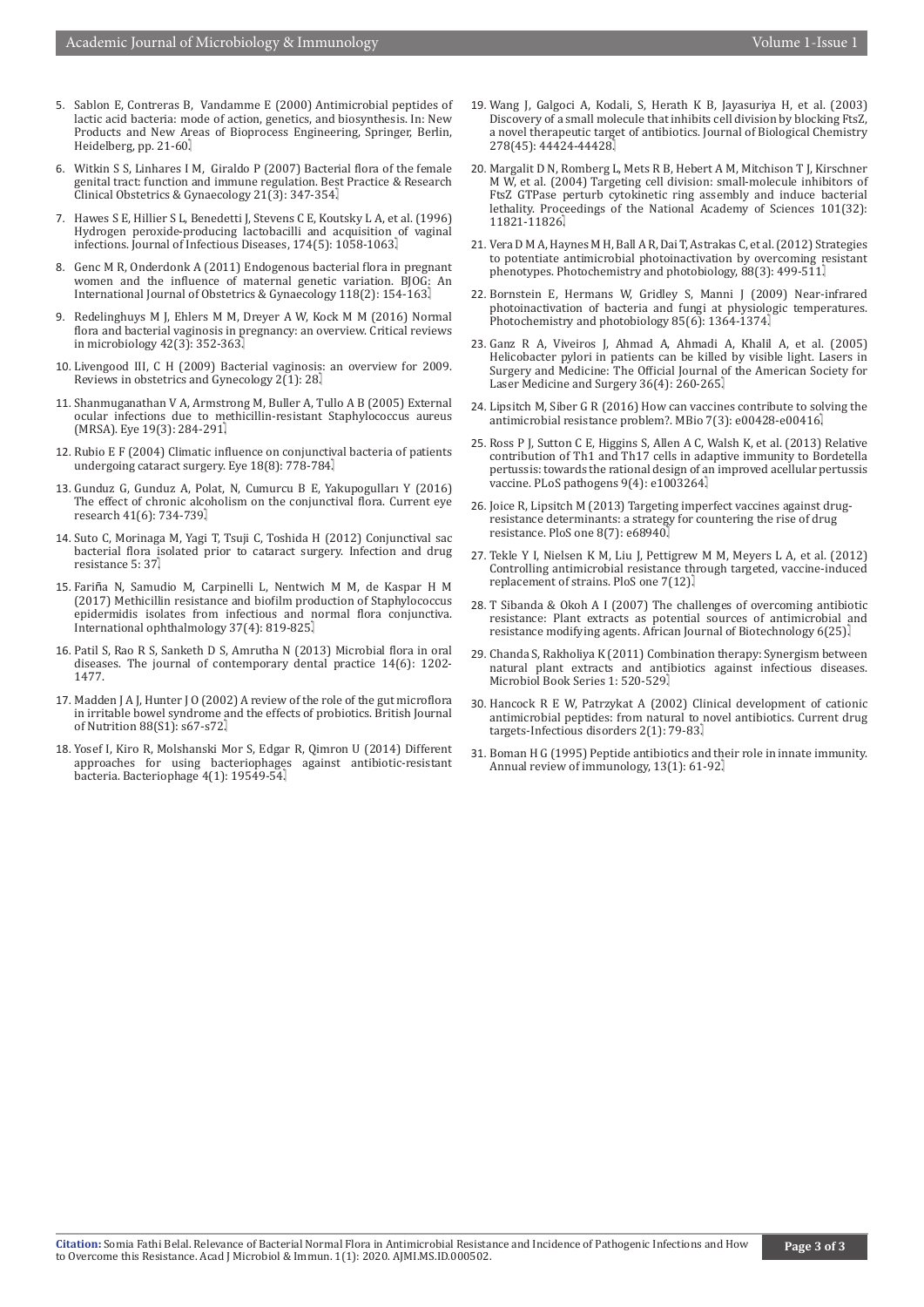5. Sablon E, Contreras B, Vandamme E (2000) Antimicrobial peptides of lactic acid bacteria: mode of action, genetics, and biosynthesis. In: New Products and New Areas of Bioprocess Engineering, Springer, Berlin, Heidelberg, pp. 21-60.

6. Witkin S S, Linhares I M, Giraldo P (2007) Bacterial flora of the female genital tract: function and immune regulation. Best Practice & Research Clinical Obstetrics & Gynaecology 21(3): 347-354.

7. Hawes S E, Hillier S L, Benedetti J, Stevens C E, Koutsky L A, et al. (1996) Hydrogen peroxide-producing lactobacilli and acquisition of vaginal infections. Journal of Infectious Diseases, 174(5): 1058-1063.

8. Genc M R, Onderdonk A (2011) Endogenous bacterial flora in pregnant women and the influence of maternal genetic variation. BJOG: An International Journal of Obstetrics & Gynaecology 118(2): 154-163.

9. Redelinghuys M J, Ehlers M M, Dreyer A W, Kock M M (2016) Normal flora and bacterial vaginosis in pregnancy: an overview. Critical reviews in microbiology 42(3): 352-363.

10. Livengood III, C H (2009) Bacterial vaginosis: an overview for 2009. Reviews in obstetrics and Gynecology 2(1): 28.

11. Shanmuganathan V A, Armstrong M, Buller A, Tullo A B (2005) External ocular infections due to methicillin-resistant Staphylococcus aureus (MRSA). Eye 19(3): 284-291.

12. Rubio E F (2004) Climatic influence on conjunctival bacteria of patients undergoing cataract surgery. Eye 18(8): 778-784.

13. Gunduz G, Gunduz A, Polat, N, Cumurcu B E, Yakupogulları Y (2016) The effect of chronic alcoholism on the conjunctival flora. Current eye research 41(6): 734-739.

14. Suto C, Morinaga M, Yagi T, Tsuji C, Toshida H (2012) Conjunctival sac bacterial flora isolated prior to cataract surgery. Infection and drug resistance 5: 37.

15. Fariña N, Samudio M, Carpinelli L, Nentwich M M, de Kaspar H M (2017) Methicillin resistance and biofilm production of Staphylococcus epidermidis isolates from infectious and normal flora conjunctiva. International ophthalmology 37(4): 819-825.

16. Patil S, Rao R S, Sanketh D S, Amrutha N (2013) Microbial flora in oral diseases. The journal of contemporary dental practice 14(6): 1202-1477.

17. Madden J A J, Hunter J O (2002) A review of the role of the gut microflora in irritable bowel syndrome and the effects of probiotics. British Journal of Nutrition 88(S1): s67-s72.

18. Yosef I, Kiro R, Molshanski Mor S, Edgar R, Qimron U (2014) Different approaches for using bacteriophages against antibiotic-resistant bacteria. Bacteriophage 4(1): 19549-54.

19. Wang J, Galgoci A, Kodali, S, Herath K B, Jayasuriya H, et al. (2003) Discovery of a small molecule that inhibits cell division by blocking FtsZ, a novel therapeutic target of antibiotics. Journal of Biological Chemistry 278(45): 44424-44428.

20. Margalit D N, Romberg L, Mets R B, Hebert A M, Mitchison T J, Kirschner M W, et al. (2004) Targeting cell division: small-molecule inhibitors of FtsZ GTPase perturb cytokinetic ring assembly and induce bacterial lethality. Proceedings of the National Academy of Sciences 101(32): 11821-11826.

21. Vera D M A, Haynes M H, Ball A R, Dai T, Astrakas C, et al. (2012) Strategies to potentiate antimicrobial photoinactivation by overcoming resistant phenotypes. Photochemistry and photobiology, 88(3): 499-511.

22. Bornstein E, Hermans W, Gridley S, Manni J (2009) Near-infrared photoinactivation of bacteria and fungi at physiologic temperatures. Photochemistry and photobiology 85(6): 1364-1374.

23. Ganz R A, Viveiros J, Ahmad A, Ahmadi A, Khalil A, et al. (2005) Helicobacter pylori in patients can be killed by visible light. Lasers in Surgery and Medicine: The Official Journal of the American Society for Laser Medicine and Surgery 36(4): 260-265.

24. Lipsitch M, Siber G R (2016) How can vaccines contribute to solving the antimicrobial resistance problem?. MBio 7(3): e00428-e00416.

25. Ross P J, Sutton C E, Higgins S, Allen A C, Walsh K, et al. (2013) Relative contribution of Th1 and Th17 cells in adaptive immunity to Bordetella pertussis: towards the rational design of an improved acellular pertussis vaccine. PLoS pathogens 9(4): e1003264.

26. Joice R, Lipsitch M (2013) Targeting imperfect vaccines against drug-resistance determinants: a strategy for countering the rise of drug resistance. PloS one 8(7): e68940.

27. Tekle Y I, Nielsen K M, Liu J, Pettigrew M M, Meyers L A, et al. (2012) Controlling antimicrobial resistance through targeted, vaccine-induced replacement of strains. PloS one 7(12).

28. T Sibanda & Okoh A I (2007) The challenges of overcoming antibiotic resistance: Plant extracts as potential sources of antimicrobial and resistance modifying agents. African Journal of Biotechnology 6(25).

29. Chanda S, Rakholiya K (2011) Combination therapy: Synergism between natural plant extracts and antibiotics against infectious diseases. Microbiol Book Series 1: 520-529.

30. Hancock R E W, Patrzykat A (2002) Clinical development of cationic antimicrobial peptides: from natural to novel antibiotics. Current drug targets-Infectious disorders 2(1): 79-83.

31. Boman H G (1995) Peptide antibiotics and their role in innate immunity. Annual review of immunology, 13(1): 61-92.

**Citation:** Somia Fathi Belal. Relevance of Bacterial Normal Flora in Antimicrobial Resistance and Incidence of Pathogenic Infections and How to Overcome this Resistance. Acad J Microbiol & Immun. 1(1): 2020. AJMI.MS.ID.000502.